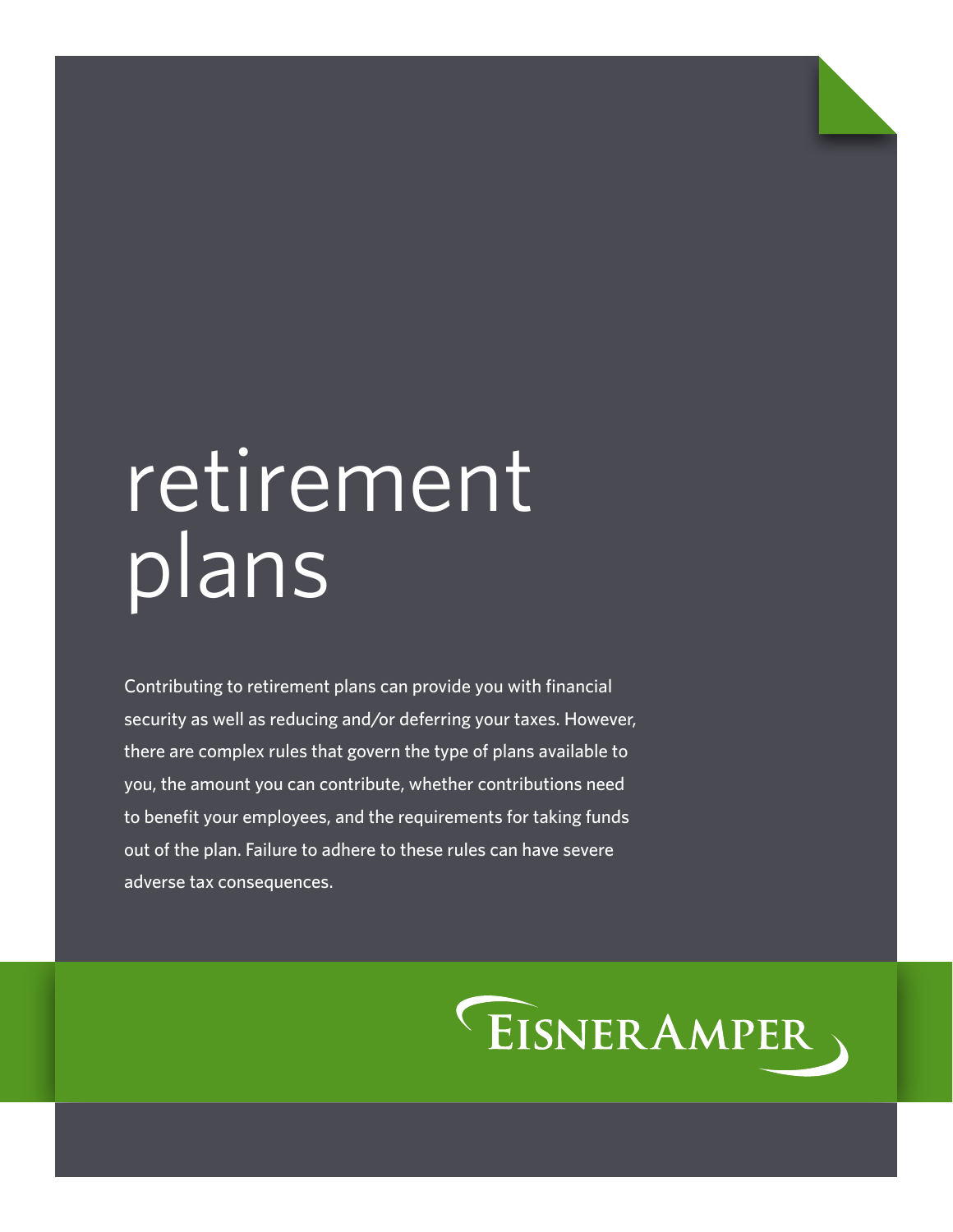# retirement plans

Contributing to retirement plans can provide you with financial security as well as reducing and/or deferring your taxes. However, there are complex rules that govern the type of plans available to you, the amount you can contribute, whether contributions need to benefit your employees, and the requirements for taking funds out of the plan. Failure to adhere to these rules can have severe adverse tax consequences.

EisnerAmper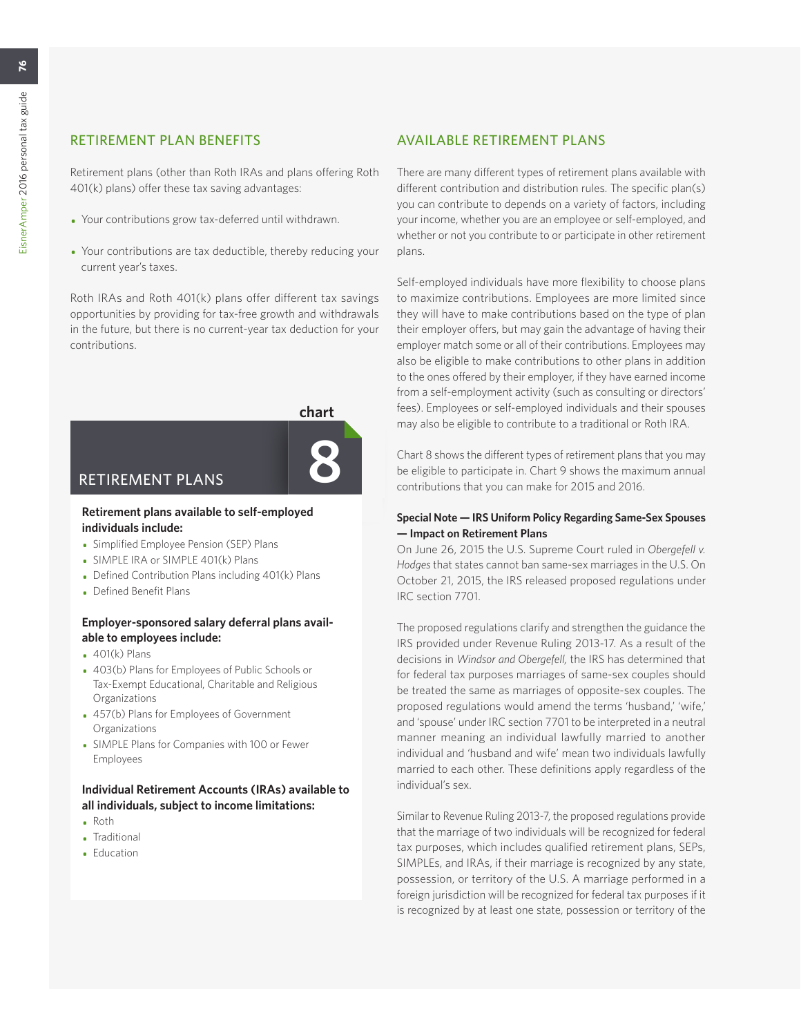## RETIREMENT PLAN BENEFITS

Retirement plans (other than Roth IRAs and plans offering Roth 401(k) plans) offer these tax saving advantages:

- Your contributions grow tax-deferred until withdrawn.
- Your contributions are tax deductible, thereby reducing your current year's taxes.

Roth IRAs and Roth 401(k) plans offer different tax savings opportunities by providing for tax-free growth and withdrawals in the future, but there is no current-year tax deduction for your contributions.

### chart 8 — RETIREMENT PLANS

**Retirement plans available to self-employed individuals include:**

- Simplified Employee Pension (SEP) Plans
- SIMPLE IRA or SIMPLE 401(k) Plans
- Defined Contribution Plans including 401(k) Plans
- Defined Benefit Plans

**Employer-sponsored salary deferral plans available to employees include:**

- 401(k) Plans
- 403(b) Plans for Employees of Public Schools or Tax-Exempt Educational, Charitable and Religious Organizations
- 457(b) Plans for Employees of Government Organizations
- SIMPLE Plans for Companies with 100 or Fewer Employees

**Individual Retirement Accounts (IRAs) available to all individuals, subject to income limitations:**

- Roth
- Traditional
- Education

## AVAILABLE RETIREMENT PLANS

There are many different types of retirement plans available with different contribution and distribution rules. The specific plan(s) you can contribute to depends on a variety of factors, including your income, whether you are an employee or self-employed, and whether or not you contribute to or participate in other retirement plans.

Self-employed individuals have more flexibility to choose plans to maximize contributions. Employees are more limited since they will have to make contributions based on the type of plan their employer offers, but may gain the advantage of having their employer match some or all of their contributions. Employees may also be eligible to make contributions to other plans in addition to the ones offered by their employer, if they have earned income from a self-employment activity (such as consulting or directors' fees). Employees or self-employed individuals and their spouses may also be eligible to contribute to a traditional or Roth IRA.

Chart 8 shows the different types of retirement plans that you may be eligible to participate in. Chart 9 shows the maximum annual contributions that you can make for 2015 and 2016.

**Special Note — IRS Uniform Policy Regarding Same-Sex Spouses — Impact on Retirement Plans**

On June 26, 2015 the U.S. Supreme Court ruled in *Obergefell v. Hodges* that states cannot ban same-sex marriages in the U.S. On October 21, 2015, the IRS released proposed regulations under IRC section 7701.

The proposed regulations clarify and strengthen the guidance the IRS provided under Revenue Ruling 2013-17. As a result of the decisions in *Windsor and Obergefell,* the IRS has determined that for federal tax purposes marriages of same-sex couples should be treated the same as marriages of opposite-sex couples. The proposed regulations would amend the terms 'husband,' 'wife,' and 'spouse' under IRC section 7701 to be interpreted in a neutral manner meaning an individual lawfully married to another individual and 'husband and wife' mean two individuals lawfully married to each other. These definitions apply regardless of the individual's sex.

Similar to Revenue Ruling 2013-7, the proposed regulations provide that the marriage of two individuals will be recognized for federal tax purposes, which includes qualified retirement plans, SEPs, SIMPLEs, and IRAs, if their marriage is recognized by any state, possession, or territory of the U.S. A marriage performed in a foreign jurisdiction will be recognized for federal tax purposes if it is recognized by at least one state, possession or territory of the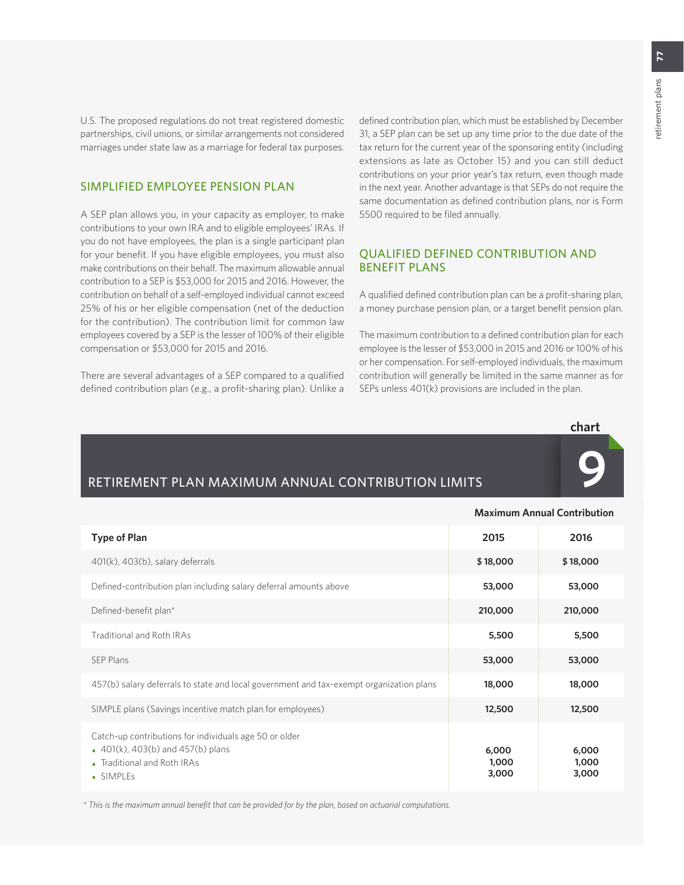U.S. The proposed regulations do not treat registered domestic partnerships, civil unions, or similar arrangements not considered marriages under state law as a marriage for federal tax purposes.

## SIMPLIFIED EMPLOYEE PENSION PLAN

A SEP plan allows you, in your capacity as employer, to make contributions to your own IRA and to eligible employees' IRAs. If you do not have employees, the plan is a single participant plan for your benefit. If you have eligible employees, you must also make contributions on their behalf. The maximum allowable annual contribution to a SEP is $53,000 for 2015 and 2016. However, the contribution on behalf of a self-employed individual cannot exceed 25% of his or her eligible compensation (net of the deduction for the contribution). The contribution limit for common law employees covered by a SEP is the lesser of 100% of their eligible compensation or $53,000 for 2015 and 2016.

There are several advantages of a SEP compared to a qualified defined contribution plan (e.g., a profit-sharing plan). Unlike a defined contribution plan, which must be established by December 31, a SEP plan can be set up any time prior to the due date of the tax return for the current year of the sponsoring entity (including extensions as late as October 15) and you can still deduct contributions on your prior year's tax return, even though made in the next year. Another advantage is that SEPs do not require the same documentation as defined contribution plans, nor is Form 5500 required to be filed annually.

## QUALIFIED DEFINED CONTRIBUTION AND BENEFIT PLANS

A qualified defined contribution plan can be a profit-sharing plan, a money purchase pension plan, or a target benefit pension plan.

The maximum contribution to a defined contribution plan for each employee is the lesser of $53,000 in 2015 and 2016 or 100% of his or her compensation. For self-employed individuals, the maximum contribution will generally be limited in the same manner as for SEPs unless 401(k) provisions are included in the plan.

## chart 9 — RETIREMENT PLAN MAXIMUM ANNUAL CONTRIBUTION LIMITS

| | Maximum Annual Contribution | |
|---|---|---|
| **Type of Plan** | **2015** | **2016** |
| 401(k), 403(b), salary deferrals | **$18,000** | **$18,000** |
| Defined-contribution plan including salary deferral amounts above | **53,000** | **53,000** |
| Defined-benefit plan* | **210,000** | **210,000** |
| Traditional and Roth IRAs | **5,500** | **5,500** |
| SEP Plans | **53,000** | **53,000** |
| 457(b) salary deferrals to state and local government and tax-exempt organization plans | **18,000** | **18,000** |
| SIMPLE plans (Savings incentive match plan for employees) | **12,500** | **12,500** |
| Catch-up contributions for individuals age 50 or older | | |
| • 401(k), 403(b) and 457(b) plans | **6,000** | **6,000** |
| • Traditional and Roth IRAs | **1,000** | **1,000** |
| • SIMPLEs | **3,000** | **3,000** |

*\* This is the maximum annual benefit that can be provided for by the plan, based on actuarial computations.*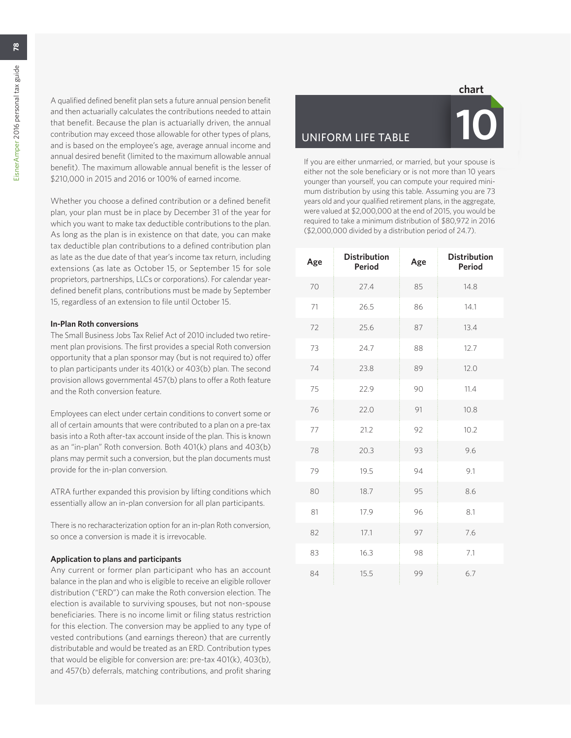A qualified defined benefit plan sets a future annual pension benefit and then actuarially calculates the contributions needed to attain that benefit. Because the plan is actuarially driven, the annual contribution may exceed those allowable for other types of plans, and is based on the employee's age, average annual income and annual desired benefit (limited to the maximum allowable annual benefit). The maximum allowable annual benefit is the lesser of $210,000 in 2015 and 2016 or 100% of earned income.

Whether you choose a defined contribution or a defined benefit plan, your plan must be in place by December 31 of the year for which you want to make tax deductible contributions to the plan. As long as the plan is in existence on that date, you can make tax deductible plan contributions to a defined contribution plan as late as the due date of that year's income tax return, including extensions (as late as October 15, or September 15 for sole proprietors, partnerships, LLCs or corporations). For calendar year-defined benefit plans, contributions must be made by September 15, regardless of an extension to file until October 15.

### In-Plan Roth conversions

The Small Business Jobs Tax Relief Act of 2010 included two retirement plan provisions. The first provides a special Roth conversion opportunity that a plan sponsor may (but is not required to) offer to plan participants under its 401(k) or 403(b) plan. The second provision allows governmental 457(b) plans to offer a Roth feature and the Roth conversion feature.

Employees can elect under certain conditions to convert some or all of certain amounts that were contributed to a plan on a pre-tax basis into a Roth after-tax account inside of the plan. This is known as an "in-plan" Roth conversion. Both 401(k) plans and 403(b) plans may permit such a conversion, but the plan documents must provide for the in-plan conversion.

ATRA further expanded this provision by lifting conditions which essentially allow an in-plan conversion for all plan participants.

There is no recharacterization option for an in-plan Roth conversion, so once a conversion is made it is irrevocable.

### Application to plans and participants

Any current or former plan participant who has an account balance in the plan and who is eligible to receive an eligible rollover distribution ("ERD") can make the Roth conversion election. The election is available to surviving spouses, but not non-spouse beneficiaries. There is no income limit or filing status restriction for this election. The conversion may be applied to any type of vested contributions (and earnings thereon) that are currently distributable and would be treated as an ERD. Contribution types that would be eligible for conversion are: pre-tax 401(k), 403(b), and 457(b) deferrals, matching contributions, and profit sharing

## chart 10 UNIFORM LIFE TABLE

If you are either unmarried, or married, but your spouse is either not the sole beneficiary or is not more than 10 years younger than yourself, you can compute your required minimum distribution by using this table. Assuming you are 73 years old and your qualified retirement plans, in the aggregate, were valued at $2,000,000 at the end of 2015, you would be required to take a minimum distribution of $80,972 in 2016 ($2,000,000 divided by a distribution period of 24.7).

| Age | Distribution Period | Age | Distribution Period |
|---|---|---|---|
| 70 | 27.4 | 85 | 14.8 |
| 71 | 26.5 | 86 | 14.1 |
| 72 | 25.6 | 87 | 13.4 |
| 73 | 24.7 | 88 | 12.7 |
| 74 | 23.8 | 89 | 12.0 |
| 75 | 22.9 | 90 | 11.4 |
| 76 | 22.0 | 91 | 10.8 |
| 77 | 21.2 | 92 | 10.2 |
| 78 | 20.3 | 93 | 9.6 |
| 79 | 19.5 | 94 | 9.1 |
| 80 | 18.7 | 95 | 8.6 |
| 81 | 17.9 | 96 | 8.1 |
| 82 | 17.1 | 97 | 7.6 |
| 83 | 16.3 | 98 | 7.1 |
| 84 | 15.5 | 99 | 6.7 |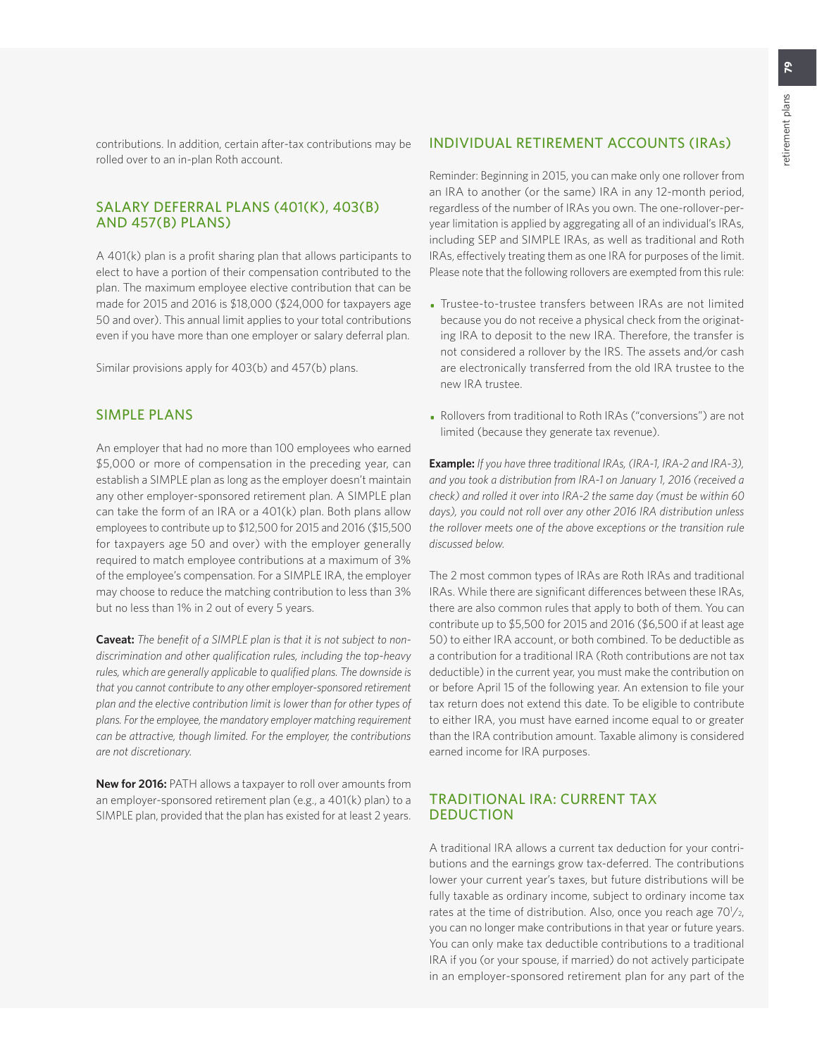contributions. In addition, certain after-tax contributions may be rolled over to an in-plan Roth account.

## SALARY DEFERRAL PLANS (401(K), 403(B) AND 457(B) PLANS)

A 401(k) plan is a profit sharing plan that allows participants to elect to have a portion of their compensation contributed to the plan. The maximum employee elective contribution that can be made for 2015 and 2016 is $18,000 ($24,000 for taxpayers age 50 and over). This annual limit applies to your total contributions even if you have more than one employer or salary deferral plan.

Similar provisions apply for 403(b) and 457(b) plans.

## SIMPLE PLANS

An employer that had no more than 100 employees who earned $5,000 or more of compensation in the preceding year, can establish a SIMPLE plan as long as the employer doesn't maintain any other employer-sponsored retirement plan. A SIMPLE plan can take the form of an IRA or a 401(k) plan. Both plans allow employees to contribute up to $12,500 for 2015 and 2016 ($15,500 for taxpayers age 50 and over) with the employer generally required to match employee contributions at a maximum of 3% of the employee's compensation. For a SIMPLE IRA, the employer may choose to reduce the matching contribution to less than 3% but no less than 1% in 2 out of every 5 years.

**Caveat:** *The benefit of a SIMPLE plan is that it is not subject to non-discrimination and other qualification rules, including the top-heavy rules, which are generally applicable to qualified plans. The downside is that you cannot contribute to any other employer-sponsored retirement plan and the elective contribution limit is lower than for other types of plans. For the employee, the mandatory employer matching requirement can be attractive, though limited. For the employer, the contributions are not discretionary.*

**New for 2016:** PATH allows a taxpayer to roll over amounts from an employer-sponsored retirement plan (e.g., a 401(k) plan) to a SIMPLE plan, provided that the plan has existed for at least 2 years.

## INDIVIDUAL RETIREMENT ACCOUNTS (IRAs)

Reminder: Beginning in 2015, you can make only one rollover from an IRA to another (or the same) IRA in any 12-month period, regardless of the number of IRAs you own. The one-rollover-per-year limitation is applied by aggregating all of an individual's IRAs, including SEP and SIMPLE IRAs, as well as traditional and Roth IRAs, effectively treating them as one IRA for purposes of the limit. Please note that the following rollovers are exempted from this rule:

- Trustee-to-trustee transfers between IRAs are not limited because you do not receive a physical check from the originating IRA to deposit to the new IRA. Therefore, the transfer is not considered a rollover by the IRS. The assets and/or cash are electronically transferred from the old IRA trustee to the new IRA trustee.
- Rollovers from traditional to Roth IRAs ("conversions") are not limited (because they generate tax revenue).

**Example:** *If you have three traditional IRAs, (IRA-1, IRA-2 and IRA-3), and you took a distribution from IRA-1 on January 1, 2016 (received a check) and rolled it over into IRA-2 the same day (must be within 60 days), you could not roll over any other 2016 IRA distribution unless the rollover meets one of the above exceptions or the transition rule discussed below.*

The 2 most common types of IRAs are Roth IRAs and traditional IRAs. While there are significant differences between these IRAs, there are also common rules that apply to both of them. You can contribute up to $5,500 for 2015 and 2016 ($6,500 if at least age 50) to either IRA account, or both combined. To be deductible as a contribution for a traditional IRA (Roth contributions are not tax deductible) in the current year, you must make the contribution on or before April 15 of the following year. An extension to file your tax return does not extend this date. To be eligible to contribute to either IRA, you must have earned income equal to or greater than the IRA contribution amount. Taxable alimony is considered earned income for IRA purposes.

## TRADITIONAL IRA: CURRENT TAX DEDUCTION

A traditional IRA allows a current tax deduction for your contributions and the earnings grow tax-deferred. The contributions lower your current year's taxes, but future distributions will be fully taxable as ordinary income, subject to ordinary income tax rates at the time of distribution. Also, once you reach age 70½, you can no longer make contributions in that year or future years. You can only make tax deductible contributions to a traditional IRA if you (or your spouse, if married) do not actively participate in an employer-sponsored retirement plan for any part of the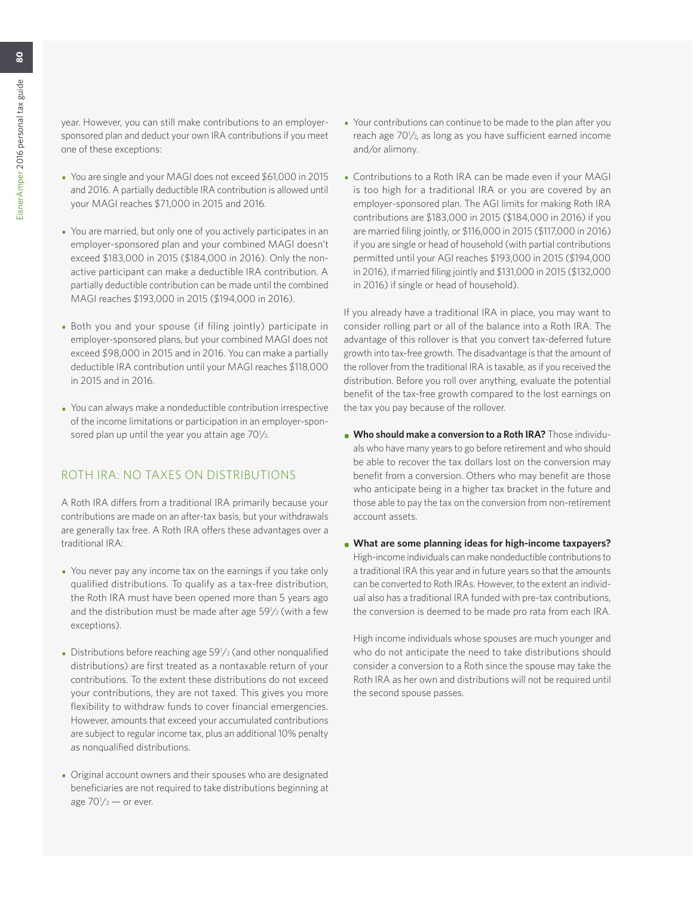year. However, you can still make contributions to an employer-sponsored plan and deduct your own IRA contributions if you meet one of these exceptions:

- You are single and your MAGI does not exceed $61,000 in 2015 and 2016. A partially deductible IRA contribution is allowed until your MAGI reaches $71,000 in 2015 and 2016.
- You are married, but only one of you actively participates in an employer-sponsored plan and your combined MAGI doesn't exceed $183,000 in 2015 ($184,000 in 2016). Only the non-active participant can make a deductible IRA contribution. A partially deductible contribution can be made until the combined MAGI reaches $193,000 in 2015 ($194,000 in 2016).
- Both you and your spouse (if filing jointly) participate in employer-sponsored plans, but your combined MAGI does not exceed $98,000 in 2015 and in 2016. You can make a partially deductible IRA contribution until your MAGI reaches $118,000 in 2015 and in 2016.
- You can always make a nondeductible contribution irrespective of the income limitations or participation in an employer-sponsored plan up until the year you attain age 70½.

## ROTH IRA: NO TAXES ON DISTRIBUTIONS

A Roth IRA differs from a traditional IRA primarily because your contributions are made on an after-tax basis, but your withdrawals are generally tax free. A Roth IRA offers these advantages over a traditional IRA:

- You never pay any income tax on the earnings if you take only qualified distributions. To qualify as a tax-free distribution, the Roth IRA must have been opened more than 5 years ago and the distribution must be made after age 59½ (with a few exceptions).
- Distributions before reaching age 59½ (and other nonqualified distributions) are first treated as a nontaxable return of your contributions. To the extent these distributions do not exceed your contributions, they are not taxed. This gives you more flexibility to withdraw funds to cover financial emergencies. However, amounts that exceed your accumulated contributions are subject to regular income tax, plus an additional 10% penalty as nonqualified distributions.
- Original account owners and their spouses who are designated beneficiaries are not required to take distributions beginning at age 70½ — or ever.
- Your contributions can continue to be made to the plan after you reach age 70½, as long as you have sufficient earned income and/or alimony.
- Contributions to a Roth IRA can be made even if your MAGI is too high for a traditional IRA or you are covered by an employer-sponsored plan. The AGI limits for making Roth IRA contributions are $183,000 in 2015 ($184,000 in 2016) if you are married filing jointly, or $116,000 in 2015 ($117,000 in 2016) if you are single or head of household (with partial contributions permitted until your AGI reaches $193,000 in 2015 ($194,000 in 2016), if married filing jointly and $131,000 in 2015 ($132,000 in 2016) if single or head of household).

If you already have a traditional IRA in place, you may want to consider rolling part or all of the balance into a Roth IRA. The advantage of this rollover is that you convert tax-deferred future growth into tax-free growth. The disadvantage is that the amount of the rollover from the traditional IRA is taxable, as if you received the distribution. Before you roll over anything, evaluate the potential benefit of the tax-free growth compared to the lost earnings on the tax you pay because of the rollover.

- **Who should make a conversion to a Roth IRA?** Those individuals who have many years to go before retirement and who should be able to recover the tax dollars lost on the conversion may benefit from a conversion. Others who may benefit are those who anticipate being in a higher tax bracket in the future and those able to pay the tax on the conversion from non-retirement account assets.
- **What are some planning ideas for high-income taxpayers?** High-income individuals can make nondeductible contributions to a traditional IRA this year and in future years so that the amounts can be converted to Roth IRAs. However, to the extent an individual also has a traditional IRA funded with pre-tax contributions, the conversion is deemed to be made pro rata from each IRA.

  High income individuals whose spouses are much younger and who do not anticipate the need to take distributions should consider a conversion to a Roth since the spouse may take the Roth IRA as her own and distributions will not be required until the second spouse passes.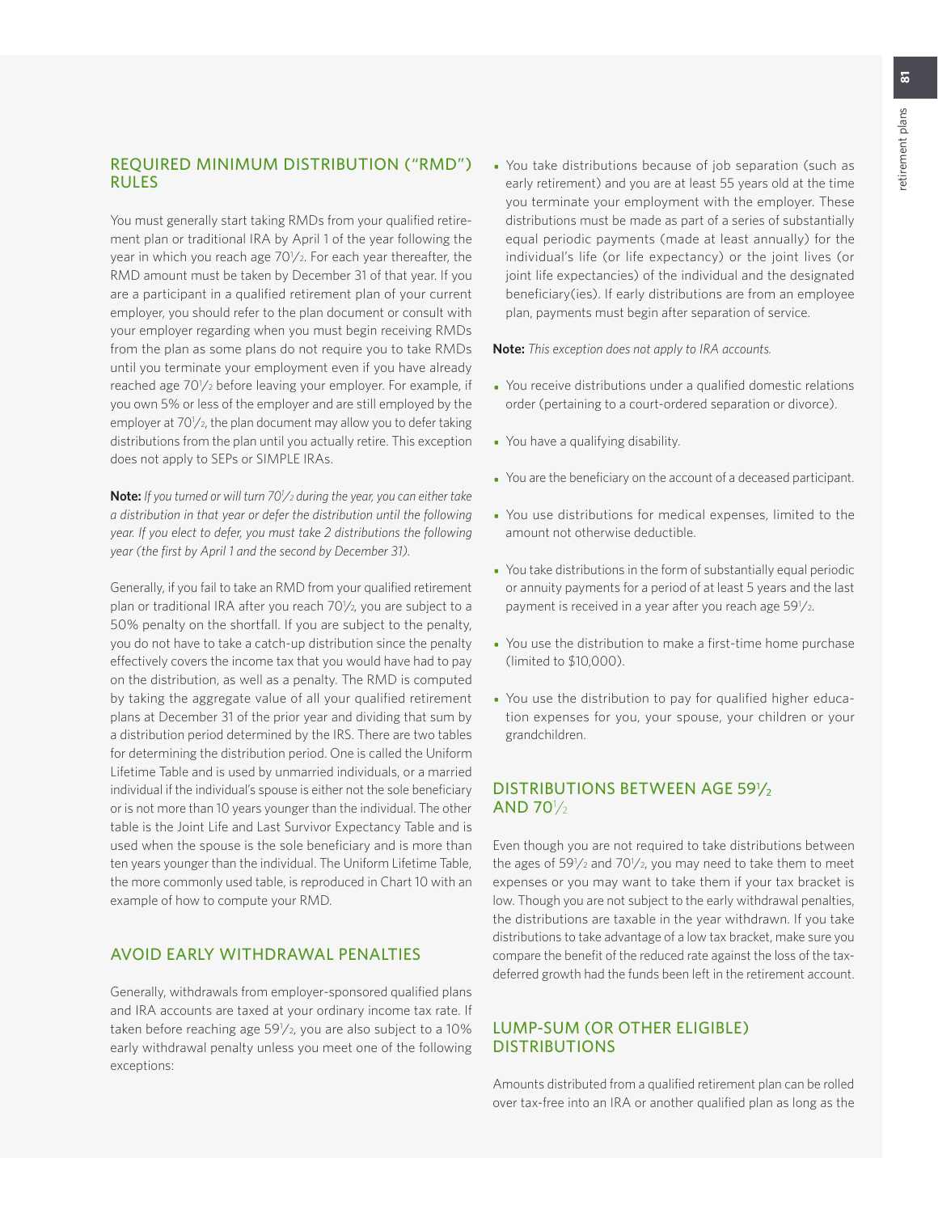## REQUIRED MINIMUM DISTRIBUTION ("RMD") RULES

You must generally start taking RMDs from your qualified retirement plan or traditional IRA by April 1 of the year following the year in which you reach age 70½. For each year thereafter, the RMD amount must be taken by December 31 of that year. If you are a participant in a qualified retirement plan of your current employer, you should refer to the plan document or consult with your employer regarding when you must begin receiving RMDs from the plan as some plans do not require you to take RMDs until you terminate your employment even if you have already reached age 70½ before leaving your employer. For example, if you own 5% or less of the employer and are still employed by the employer at 70½, the plan document may allow you to defer taking distributions from the plan until you actually retire. This exception does not apply to SEPs or SIMPLE IRAs.

**Note:** *If you turned or will turn 70½ during the year, you can either take a distribution in that year or defer the distribution until the following year. If you elect to defer, you must take 2 distributions the following year (the first by April 1 and the second by December 31).*

Generally, if you fail to take an RMD from your qualified retirement plan or traditional IRA after you reach 70½, you are subject to a 50% penalty on the shortfall. If you are subject to the penalty, you do not have to take a catch-up distribution since the penalty effectively covers the income tax that you would have had to pay on the distribution, as well as a penalty. The RMD is computed by taking the aggregate value of all your qualified retirement plans at December 31 of the prior year and dividing that sum by a distribution period determined by the IRS. There are two tables for determining the distribution period. One is called the Uniform Lifetime Table and is used by unmarried individuals, or a married individual if the individual's spouse is either not the sole beneficiary or is not more than 10 years younger than the individual. The other table is the Joint Life and Last Survivor Expectancy Table and is used when the spouse is the sole beneficiary and is more than ten years younger than the individual. The Uniform Lifetime Table, the more commonly used table, is reproduced in Chart 10 with an example of how to compute your RMD.

## AVOID EARLY WITHDRAWAL PENALTIES

Generally, withdrawals from employer-sponsored qualified plans and IRA accounts are taxed at your ordinary income tax rate. If taken before reaching age 59½, you are also subject to a 10% early withdrawal penalty unless you meet one of the following exceptions:

- You take distributions because of job separation (such as early retirement) and you are at least 55 years old at the time you terminate your employment with the employer. These distributions must be made as part of a series of substantially equal periodic payments (made at least annually) for the individual's life (or life expectancy) or the joint lives (or joint life expectancies) of the individual and the designated beneficiary(ies). If early distributions are from an employee plan, payments must begin after separation of service.

**Note:** *This exception does not apply to IRA accounts.*

- You receive distributions under a qualified domestic relations order (pertaining to a court-ordered separation or divorce).
- You have a qualifying disability.
- You are the beneficiary on the account of a deceased participant.
- You use distributions for medical expenses, limited to the amount not otherwise deductible.
- You take distributions in the form of substantially equal periodic or annuity payments for a period of at least 5 years and the last payment is received in a year after you reach age 59½.
- You use the distribution to make a first-time home purchase (limited to $10,000).
- You use the distribution to pay for qualified higher education expenses for you, your spouse, your children or your grandchildren.

## DISTRIBUTIONS BETWEEN AGE 59½ AND 70½

Even though you are not required to take distributions between the ages of 59½ and 70½, you may need to take them to meet expenses or you may want to take them if your tax bracket is low. Though you are not subject to the early withdrawal penalties, the distributions are taxable in the year withdrawn. If you take distributions to take advantage of a low tax bracket, make sure you compare the benefit of the reduced rate against the loss of the tax-deferred growth had the funds been left in the retirement account.

## LUMP-SUM (OR OTHER ELIGIBLE) DISTRIBUTIONS

Amounts distributed from a qualified retirement plan can be rolled over tax-free into an IRA or another qualified plan as long as the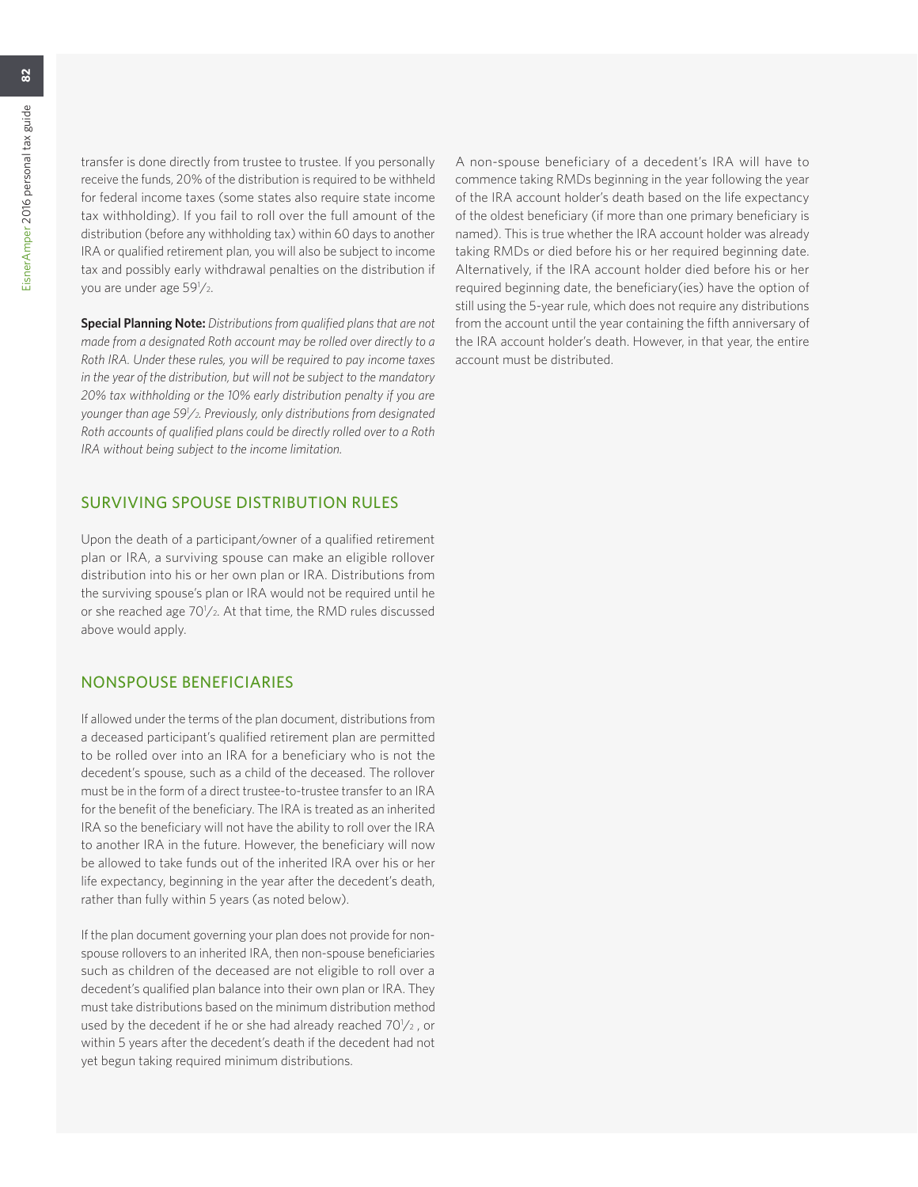transfer is done directly from trustee to trustee. If you personally receive the funds, 20% of the distribution is required to be withheld for federal income taxes (some states also require state income tax withholding). If you fail to roll over the full amount of the distribution (before any withholding tax) within 60 days to another IRA or qualified retirement plan, you will also be subject to income tax and possibly early withdrawal penalties on the distribution if you are under age 59½.

**Special Planning Note:** *Distributions from qualified plans that are not made from a designated Roth account may be rolled over directly to a Roth IRA. Under these rules, you will be required to pay income taxes in the year of the distribution, but will not be subject to the mandatory 20% tax withholding or the 10% early distribution penalty if you are younger than age 59½. Previously, only distributions from designated Roth accounts of qualified plans could be directly rolled over to a Roth IRA without being subject to the income limitation.*

## SURVIVING SPOUSE DISTRIBUTION RULES

Upon the death of a participant/owner of a qualified retirement plan or IRA, a surviving spouse can make an eligible rollover distribution into his or her own plan or IRA. Distributions from the surviving spouse's plan or IRA would not be required until he or she reached age 70½. At that time, the RMD rules discussed above would apply.

## NONSPOUSE BENEFICIARIES

If allowed under the terms of the plan document, distributions from a deceased participant's qualified retirement plan are permitted to be rolled over into an IRA for a beneficiary who is not the decedent's spouse, such as a child of the deceased. The rollover must be in the form of a direct trustee-to-trustee transfer to an IRA for the benefit of the beneficiary. The IRA is treated as an inherited IRA so the beneficiary will not have the ability to roll over the IRA to another IRA in the future. However, the beneficiary will now be allowed to take funds out of the inherited IRA over his or her life expectancy, beginning in the year after the decedent's death, rather than fully within 5 years (as noted below).

If the plan document governing your plan does not provide for non-spouse rollovers to an inherited IRA, then non-spouse beneficiaries such as children of the deceased are not eligible to roll over a decedent's qualified plan balance into their own plan or IRA. They must take distributions based on the minimum distribution method used by the decedent if he or she had already reached 70½ , or within 5 years after the decedent's death if the decedent had not yet begun taking required minimum distributions.

A non-spouse beneficiary of a decedent's IRA will have to commence taking RMDs beginning in the year following the year of the IRA account holder's death based on the life expectancy of the oldest beneficiary (if more than one primary beneficiary is named). This is true whether the IRA account holder was already taking RMDs or died before his or her required beginning date. Alternatively, if the IRA account holder died before his or her required beginning date, the beneficiary(ies) have the option of still using the 5-year rule, which does not require any distributions from the account until the year containing the fifth anniversary of the IRA account holder's death. However, in that year, the entire account must be distributed.